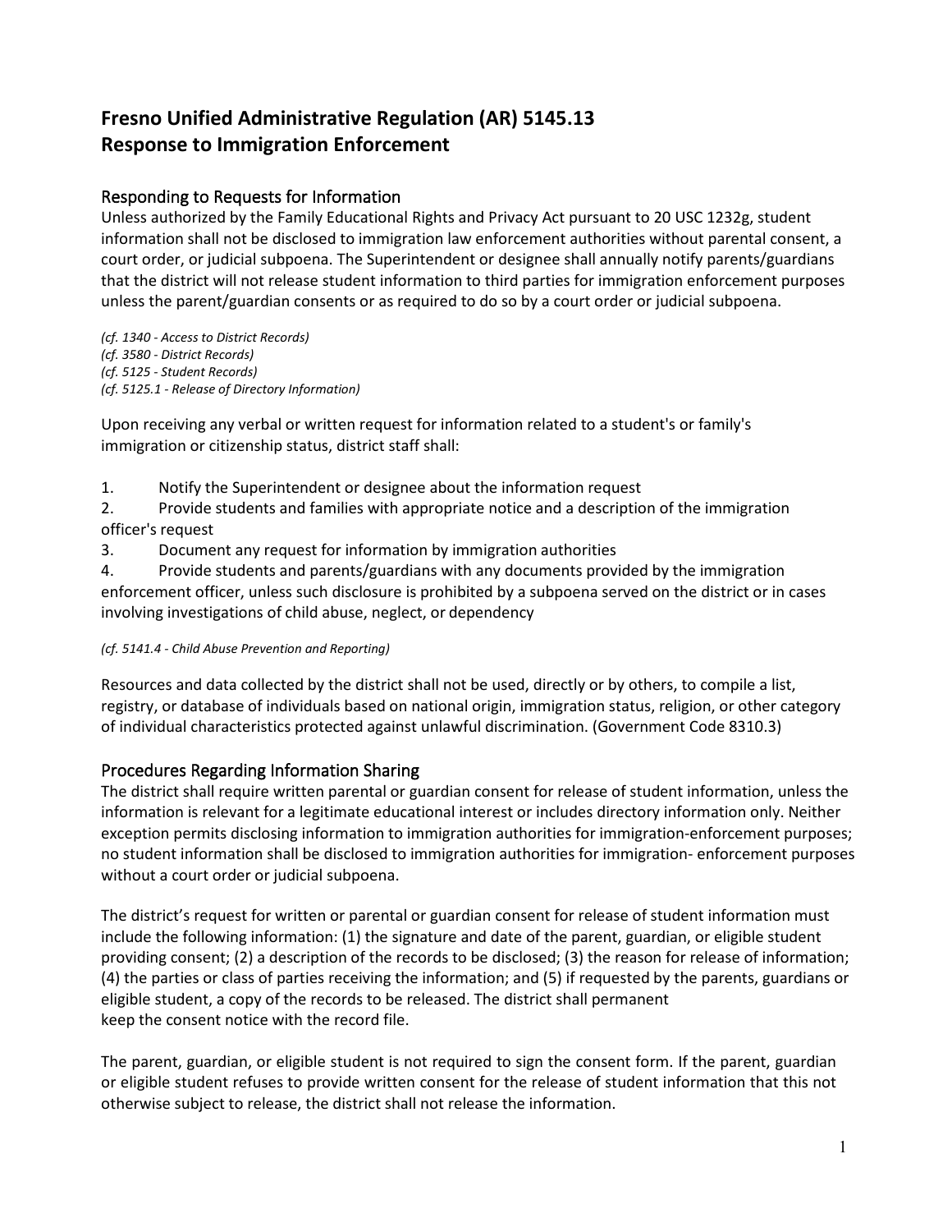# Fresno Unified Administrative Regulation (AR) 5145.13
# Response to Immigration Enforcement

## Responding to Requests for Information

Unless authorized by the Family Educational Rights and Privacy Act pursuant to 20 USC 1232g, student information shall not be disclosed to immigration law enforcement authorities without parental consent, a court order, or judicial subpoena. The Superintendent or designee shall annually notify parents/guardians that the district will not release student information to third parties for immigration enforcement purposes unless the parent/guardian consents or as required to do so by a court order or judicial subpoena.

*(cf. 1340 - Access to District Records)*
*(cf. 3580 - District Records)*
*(cf. 5125 - Student Records)*
*(cf. 5125.1 - Release of Directory Information)*

Upon receiving any verbal or written request for information related to a student's or family's immigration or citizenship status, district staff shall:

1. Notify the Superintendent or designee about the information request
2. Provide students and families with appropriate notice and a description of the immigration officer's request
3. Document any request for information by immigration authorities
4. Provide students and parents/guardians with any documents provided by the immigration enforcement officer, unless such disclosure is prohibited by a subpoena served on the district or in cases involving investigations of child abuse, neglect, or dependency

*(cf. 5141.4 - Child Abuse Prevention and Reporting)*

Resources and data collected by the district shall not be used, directly or by others, to compile a list, registry, or database of individuals based on national origin, immigration status, religion, or other category of individual characteristics protected against unlawful discrimination. (Government Code 8310.3)

## Procedures Regarding Information Sharing

The district shall require written parental or guardian consent for release of student information, unless the information is relevant for a legitimate educational interest or includes directory information only. Neither exception permits disclosing information to immigration authorities for immigration-enforcement purposes; no student information shall be disclosed to immigration authorities for immigration- enforcement purposes without a court order or judicial subpoena.

The district's request for written or parental or guardian consent for release of student information must include the following information: (1) the signature and date of the parent, guardian, or eligible student providing consent; (2) a description of the records to be disclosed; (3) the reason for release of information; (4) the parties or class of parties receiving the information; and (5) if requested by the parents, guardians or eligible student, a copy of the records to be released. The district shall permanent keep the consent notice with the record file.

The parent, guardian, or eligible student is not required to sign the consent form. If the parent, guardian or eligible student refuses to provide written consent for the release of student information that this not otherwise subject to release, the district shall not release the information.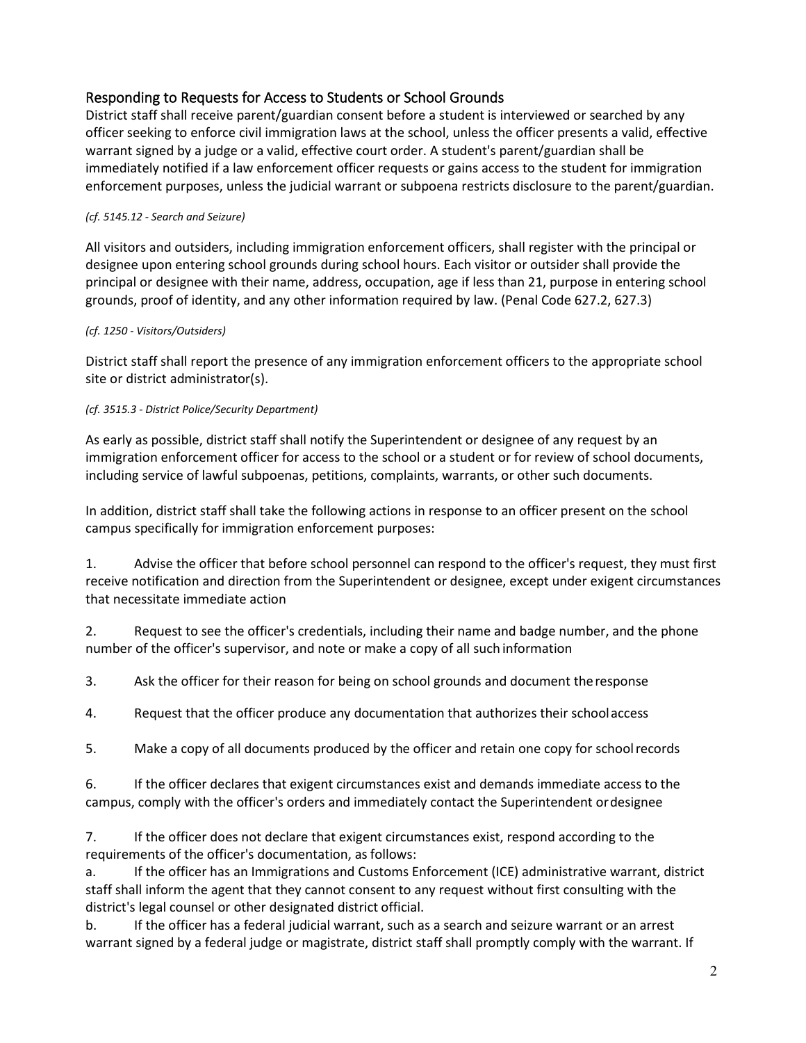## Responding to Requests for Access to Students or School Grounds

District staff shall receive parent/guardian consent before a student is interviewed or searched by any officer seeking to enforce civil immigration laws at the school, unless the officer presents a valid, effective warrant signed by a judge or a valid, effective court order. A student's parent/guardian shall be immediately notified if a law enforcement officer requests or gains access to the student for immigration enforcement purposes, unless the judicial warrant or subpoena restricts disclosure to the parent/guardian.

*(cf. 5145.12 - Search and Seizure)*

All visitors and outsiders, including immigration enforcement officers, shall register with the principal or designee upon entering school grounds during school hours. Each visitor or outsider shall provide the principal or designee with their name, address, occupation, age if less than 21, purpose in entering school grounds, proof of identity, and any other information required by law. (Penal Code 627.2, 627.3)

*(cf. 1250 - Visitors/Outsiders)*

District staff shall report the presence of any immigration enforcement officers to the appropriate school site or district administrator(s).

*(cf. 3515.3 - District Police/Security Department)*

As early as possible, district staff shall notify the Superintendent or designee of any request by an immigration enforcement officer for access to the school or a student or for review of school documents, including service of lawful subpoenas, petitions, complaints, warrants, or other such documents.

In addition, district staff shall take the following actions in response to an officer present on the school campus specifically for immigration enforcement purposes:

1. Advise the officer that before school personnel can respond to the officer's request, they must first receive notification and direction from the Superintendent or designee, except under exigent circumstances that necessitate immediate action

2. Request to see the officer's credentials, including their name and badge number, and the phone number of the officer's supervisor, and note or make a copy of all such information

3. Ask the officer for their reason for being on school grounds and document the response

4. Request that the officer produce any documentation that authorizes their school access

5. Make a copy of all documents produced by the officer and retain one copy for school records

6. If the officer declares that exigent circumstances exist and demands immediate access to the campus, comply with the officer's orders and immediately contact the Superintendent or designee

7. If the officer does not declare that exigent circumstances exist, respond according to the requirements of the officer's documentation, as follows:

a. If the officer has an Immigrations and Customs Enforcement (ICE) administrative warrant, district staff shall inform the agent that they cannot consent to any request without first consulting with the district's legal counsel or other designated district official.

b. If the officer has a federal judicial warrant, such as a search and seizure warrant or an arrest warrant signed by a federal judge or magistrate, district staff shall promptly comply with the warrant. If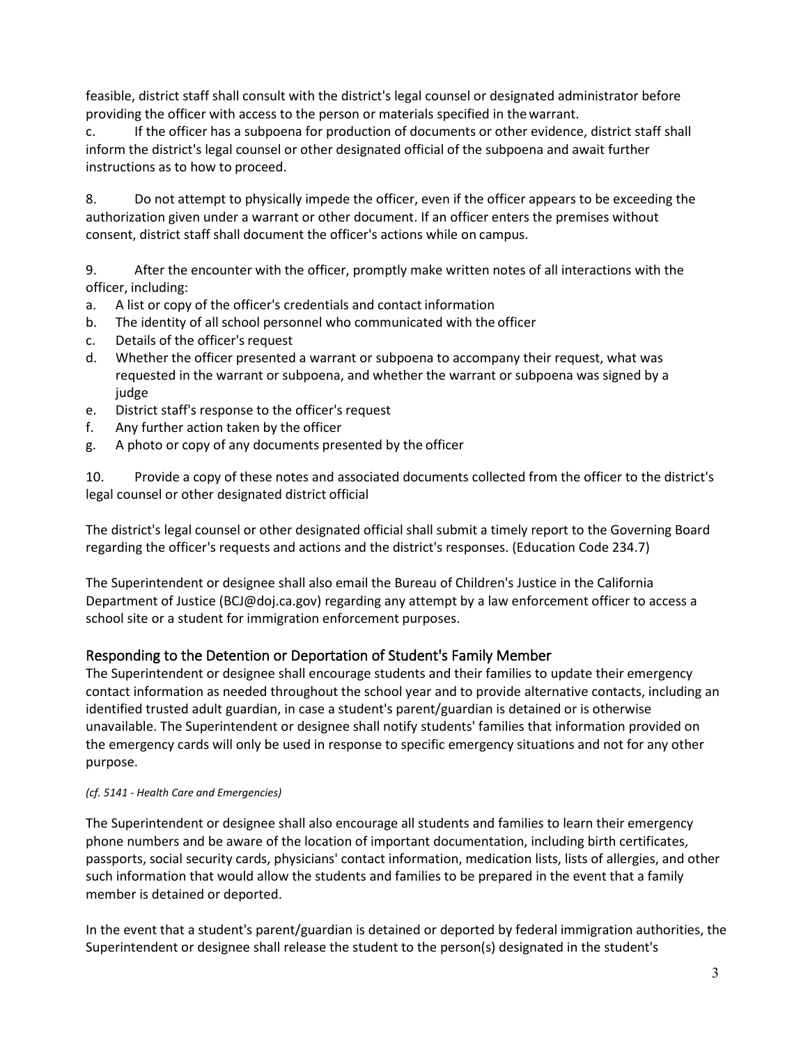feasible, district staff shall consult with the district's legal counsel or designated administrator before providing the officer with access to the person or materials specified in the warrant.

c. If the officer has a subpoena for production of documents or other evidence, district staff shall inform the district's legal counsel or other designated official of the subpoena and await further instructions as to how to proceed.

8. Do not attempt to physically impede the officer, even if the officer appears to be exceeding the authorization given under a warrant or other document. If an officer enters the premises without consent, district staff shall document the officer's actions while on campus.

9. After the encounter with the officer, promptly make written notes of all interactions with the officer, including:

a. A list or copy of the officer's credentials and contact information
b. The identity of all school personnel who communicated with the officer
c. Details of the officer's request
d. Whether the officer presented a warrant or subpoena to accompany their request, what was requested in the warrant or subpoena, and whether the warrant or subpoena was signed by a judge
e. District staff's response to the officer's request
f. Any further action taken by the officer
g. A photo or copy of any documents presented by the officer

10. Provide a copy of these notes and associated documents collected from the officer to the district's legal counsel or other designated district official

The district's legal counsel or other designated official shall submit a timely report to the Governing Board regarding the officer's requests and actions and the district's responses. (Education Code 234.7)

The Superintendent or designee shall also email the Bureau of Children's Justice in the California Department of Justice (BCJ@doj.ca.gov) regarding any attempt by a law enforcement officer to access a school site or a student for immigration enforcement purposes.

## Responding to the Detention or Deportation of Student's Family Member

The Superintendent or designee shall encourage students and their families to update their emergency contact information as needed throughout the school year and to provide alternative contacts, including an identified trusted adult guardian, in case a student's parent/guardian is detained or is otherwise unavailable. The Superintendent or designee shall notify students' families that information provided on the emergency cards will only be used in response to specific emergency situations and not for any other purpose.

*(cf. 5141 - Health Care and Emergencies)*

The Superintendent or designee shall also encourage all students and families to learn their emergency phone numbers and be aware of the location of important documentation, including birth certificates, passports, social security cards, physicians' contact information, medication lists, lists of allergies, and other such information that would allow the students and families to be prepared in the event that a family member is detained or deported.

In the event that a student's parent/guardian is detained or deported by federal immigration authorities, the Superintendent or designee shall release the student to the person(s) designated in the student's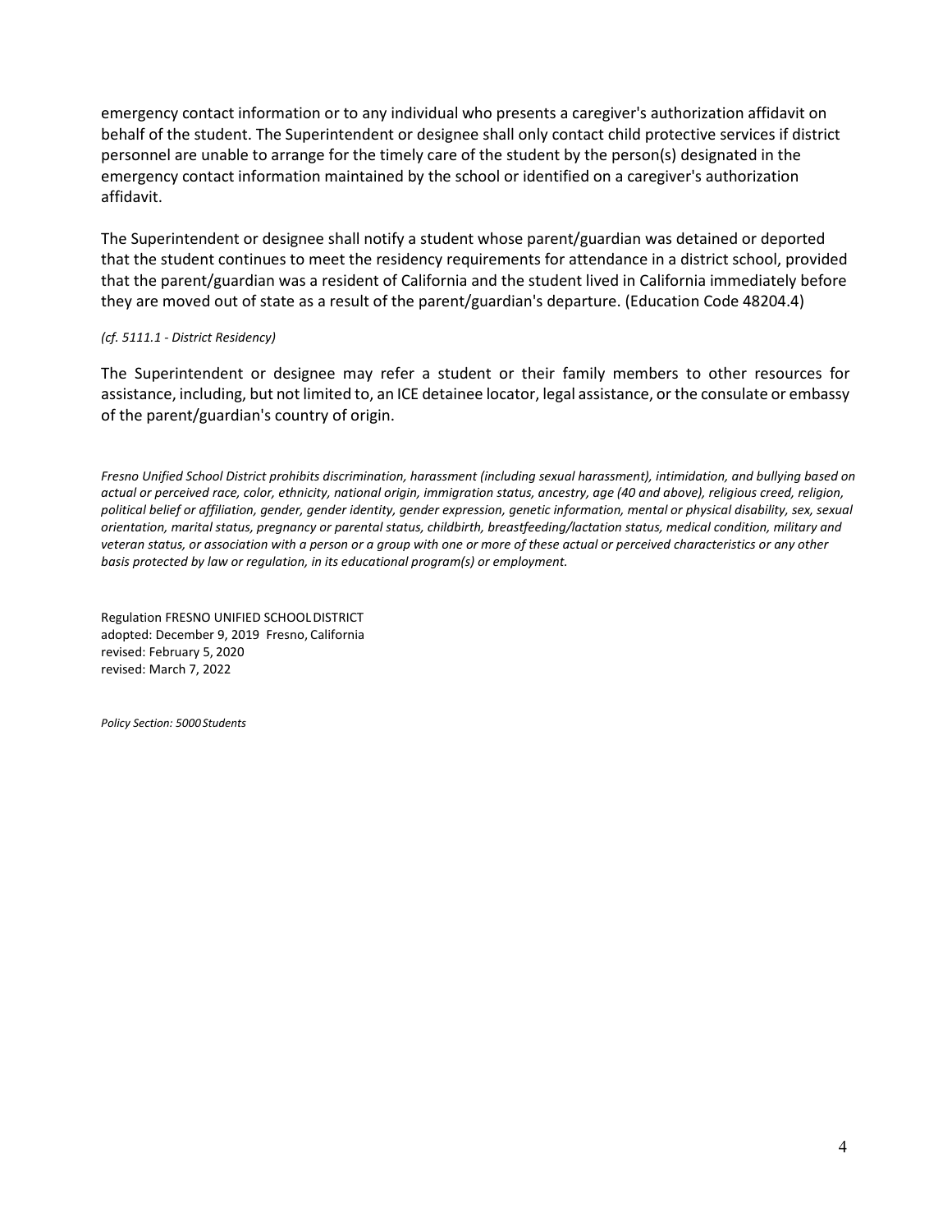emergency contact information or to any individual who presents a caregiver's authorization affidavit on behalf of the student. The Superintendent or designee shall only contact child protective services if district personnel are unable to arrange for the timely care of the student by the person(s) designated in the emergency contact information maintained by the school or identified on a caregiver's authorization affidavit.

The Superintendent or designee shall notify a student whose parent/guardian was detained or deported that the student continues to meet the residency requirements for attendance in a district school, provided that the parent/guardian was a resident of California and the student lived in California immediately before they are moved out of state as a result of the parent/guardian's departure. (Education Code 48204.4)

*(cf. 5111.1 - District Residency)*

The Superintendent or designee may refer a student or their family members to other resources for assistance, including, but not limited to, an ICE detainee locator, legal assistance, or the consulate or embassy of the parent/guardian's country of origin.

*Fresno Unified School District prohibits discrimination, harassment (including sexual harassment), intimidation, and bullying based on actual or perceived race, color, ethnicity, national origin, immigration status, ancestry, age (40 and above), religious creed, religion, political belief or affiliation, gender, gender identity, gender expression, genetic information, mental or physical disability, sex, sexual orientation, marital status, pregnancy or parental status, childbirth, breastfeeding/lactation status, medical condition, military and veteran status, or association with a person or a group with one or more of these actual or perceived characteristics or any other basis protected by law or regulation, in its educational program(s) or employment.*

Regulation FRESNO UNIFIED SCHOOL DISTRICT
adopted: December 9, 2019 Fresno, California
revised: February 5, 2020
revised: March 7, 2022

*Policy Section: 5000 Students*